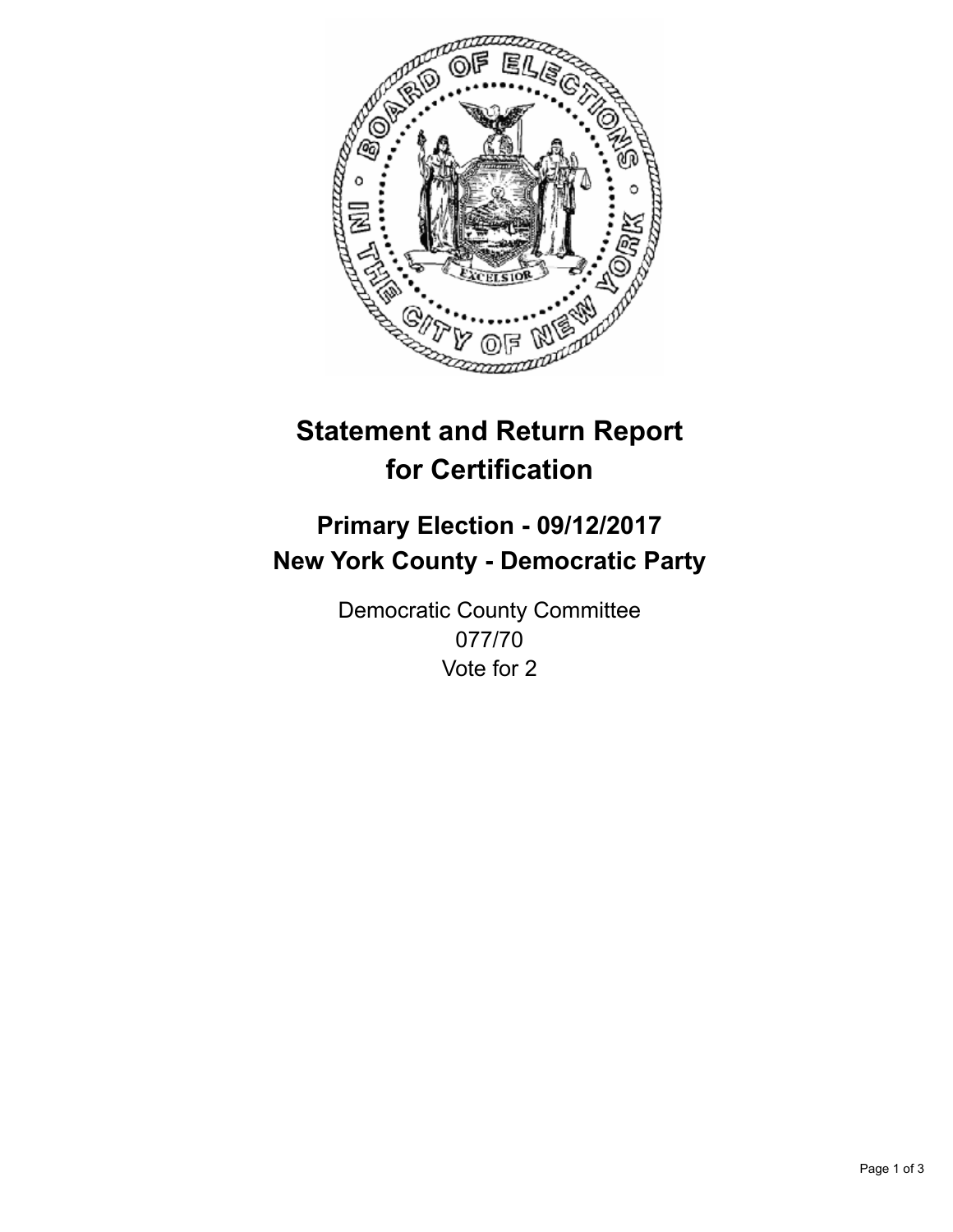# Statement and Return Report for Certification

## Primary Election - 09/12/2017
## New York County - Democratic Party

Democratic County Committee
077/70
Vote for 2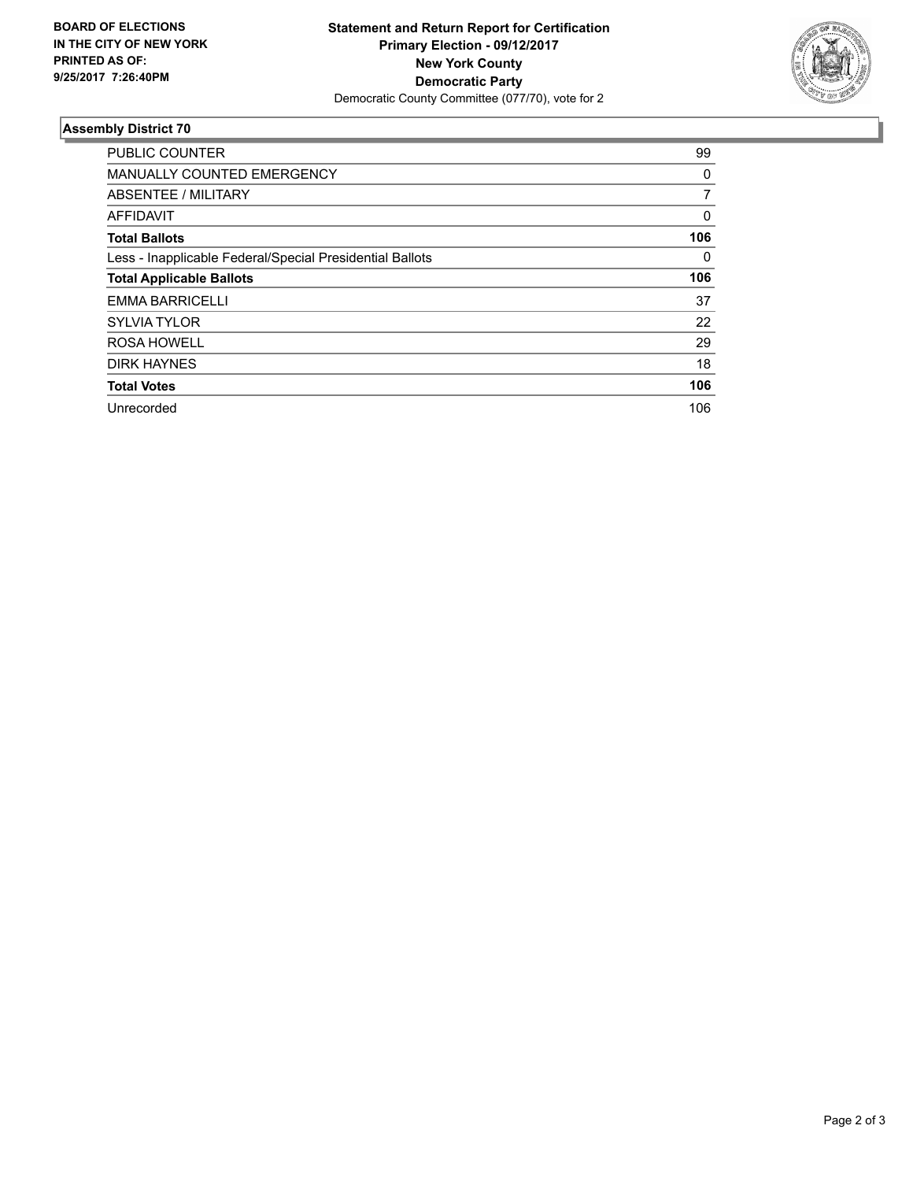**BOARD OF ELECTIONS IN THE CITY OF NEW YORK PRINTED AS OF: 9/25/2017 7:26:40PM**

**Statement and Return Report for Certification**
**Primary Election - 09/12/2017**
**New York County**
**Democratic Party**
Democratic County Committee (077/70), vote for 2

### Assembly District 70

| | |
|---|---|
| PUBLIC COUNTER | 99 |
| MANUALLY COUNTED EMERGENCY | 0 |
| ABSENTEE / MILITARY | 7 |
| AFFIDAVIT | 0 |
| **Total Ballots** | **106** |
| Less - Inapplicable Federal/Special Presidential Ballots | 0 |
| **Total Applicable Ballots** | **106** |
| EMMA BARRICELLI | 37 |
| SYLVIA TYLOR | 22 |
| ROSA HOWELL | 29 |
| DIRK HAYNES | 18 |
| **Total Votes** | **106** |
| Unrecorded | 106 |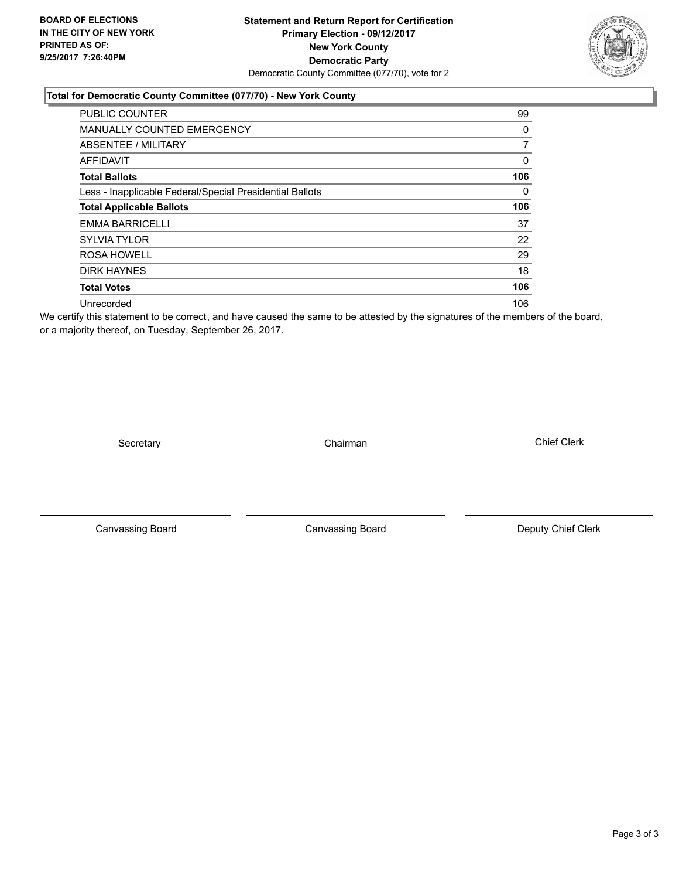**BOARD OF ELECTIONS IN THE CITY OF NEW YORK PRINTED AS OF: 9/25/2017 7:26:40PM**

**Statement and Return Report for Certification Primary Election - 09/12/2017 New York County Democratic Party**

Democratic County Committee (077/70), vote for 2

### Total for Democratic County Committee (077/70) - New York County

| | |
|---|---|
| PUBLIC COUNTER | 99 |
| MANUALLY COUNTED EMERGENCY | 0 |
| ABSENTEE / MILITARY | 7 |
| AFFIDAVIT | 0 |
| **Total Ballots** | **106** |
| Less - Inapplicable Federal/Special Presidential Ballots | 0 |
| **Total Applicable Ballots** | **106** |
| EMMA BARRICELLI | 37 |
| SYLVIA TYLOR | 22 |
| ROSA HOWELL | 29 |
| DIRK HAYNES | 18 |
| **Total Votes** | **106** |
| Unrecorded | 106 |

We certify this statement to be correct, and have caused the same to be attested by the signatures of the members of the board, or a majority thereof, on Tuesday, September 26, 2017.

Secretary

Chairman

Chief Clerk

Canvassing Board

Canvassing Board

Deputy Chief Clerk